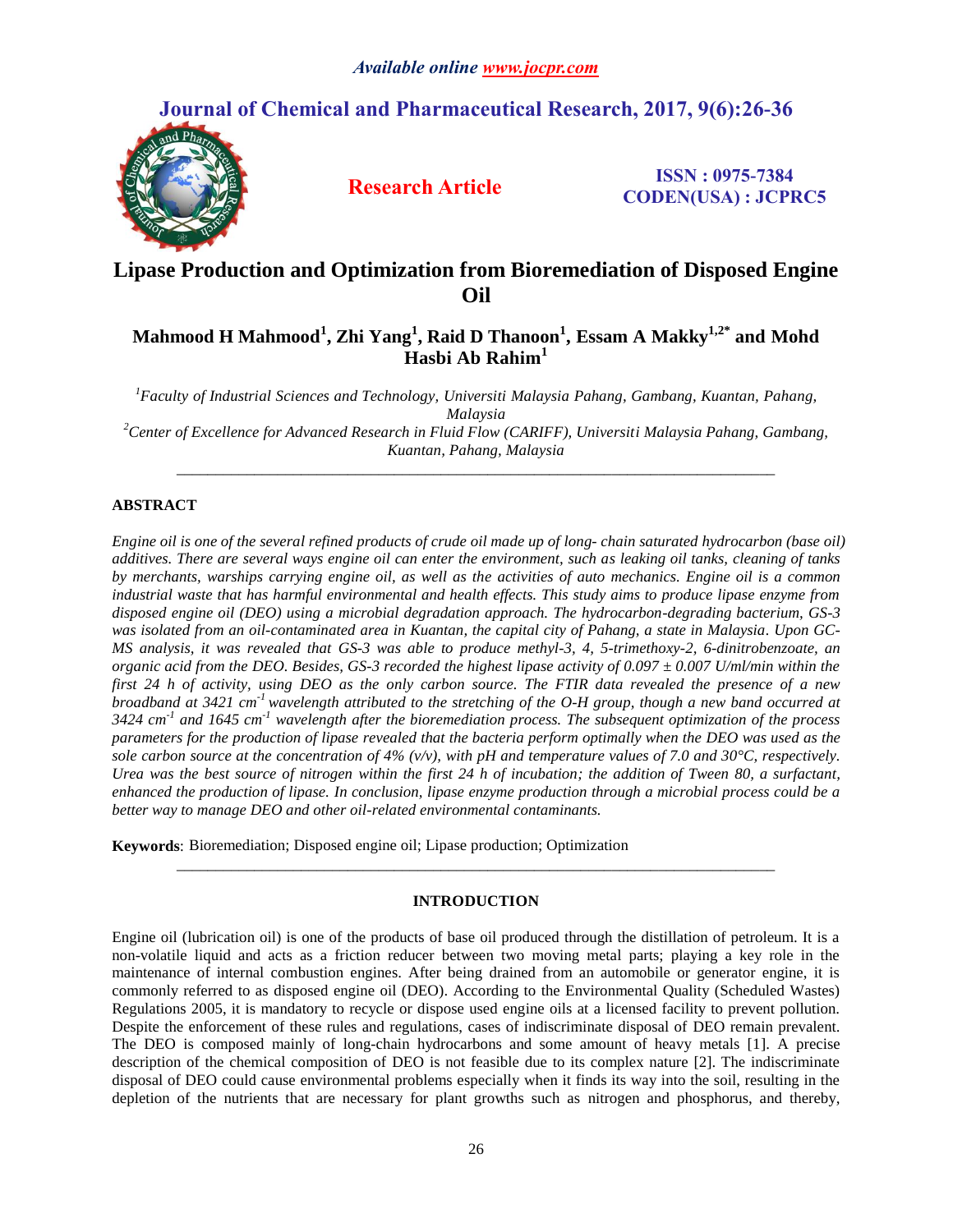*Available online www.jocpr.com*

# Journal of Chemical and Pharmaceutical Research, 2017, 9(6):26-36

**Research Article**

**ISSN : 0975-7384**
**CODEN(USA) : JCPRC5**

# Lipase Production and Optimization from Bioremediation of Disposed Engine Oil

**Mahmood H Mahmood[1], Zhi Yang[1], Raid D Thanoon[1], Essam A Makky[1,2*] and Mohd Hasbi Ab Rahim[1]**

*[1]Faculty of Industrial Sciences and Technology, Universiti Malaysia Pahang, Gambang, Kuantan, Pahang, Malaysia*

*[2]Center of Excellence for Advanced Research in Fluid Flow (CARIFF), Universiti Malaysia Pahang, Gambang, Kuantan, Pahang, Malaysia*

---

## ABSTRACT

*Engine oil is one of the several refined products of crude oil made up of long- chain saturated hydrocarbon (base oil) additives. There are several ways engine oil can enter the environment, such as leaking oil tanks, cleaning of tanks by merchants, warships carrying engine oil, as well as the activities of auto mechanics. Engine oil is a common industrial waste that has harmful environmental and health effects. This study aims to produce lipase enzyme from disposed engine oil (DEO) using a microbial degradation approach. The hydrocarbon-degrading bacterium, GS-3 was isolated from an oil-contaminated area in Kuantan, the capital city of Pahang, a state in Malaysia. Upon GC-MS analysis, it was revealed that GS-3 was able to produce methyl-3, 4, 5-trimethoxy-2, 6-dinitrobenzoate, an organic acid from the DEO. Besides, GS-3 recorded the highest lipase activity of 0.097 ± 0.007 U/ml/min within the first 24 h of activity, using DEO as the only carbon source. The FTIR data revealed the presence of a new broadband at 3421 $cm^{-1}$ wavelength attributed to the stretching of the O-H group, though a new band occurred at 3424 $cm^{-1}$ and 1645 $cm^{-1}$ wavelength after the bioremediation process. The subsequent optimization of the process parameters for the production of lipase revealed that the bacteria perform optimally when the DEO was used as the sole carbon source at the concentration of 4% (v/v), with pH and temperature values of 7.0 and 30°C, respectively. Urea was the best source of nitrogen within the first 24 h of incubation; the addition of Tween 80, a surfactant, enhanced the production of lipase. In conclusion, lipase enzyme production through a microbial process could be a better way to manage DEO and other oil-related environmental contaminants.*

**Keywords**: Bioremediation; Disposed engine oil; Lipase production; Optimization

---

## INTRODUCTION

Engine oil (lubrication oil) is one of the products of base oil produced through the distillation of petroleum. It is a non-volatile liquid and acts as a friction reducer between two moving metal parts; playing a key role in the maintenance of internal combustion engines. After being drained from an automobile or generator engine, it is commonly referred to as disposed engine oil (DEO). According to the Environmental Quality (Scheduled Wastes) Regulations 2005, it is mandatory to recycle or dispose used engine oils at a licensed facility to prevent pollution. Despite the enforcement of these rules and regulations, cases of indiscriminate disposal of DEO remain prevalent. The DEO is composed mainly of long-chain hydrocarbons and some amount of heavy metals [1]. A precise description of the chemical composition of DEO is not feasible due to its complex nature [2]. The indiscriminate disposal of DEO could cause environmental problems especially when it finds its way into the soil, resulting in the depletion of the nutrients that are necessary for plant growths such as nitrogen and phosphorus, and thereby,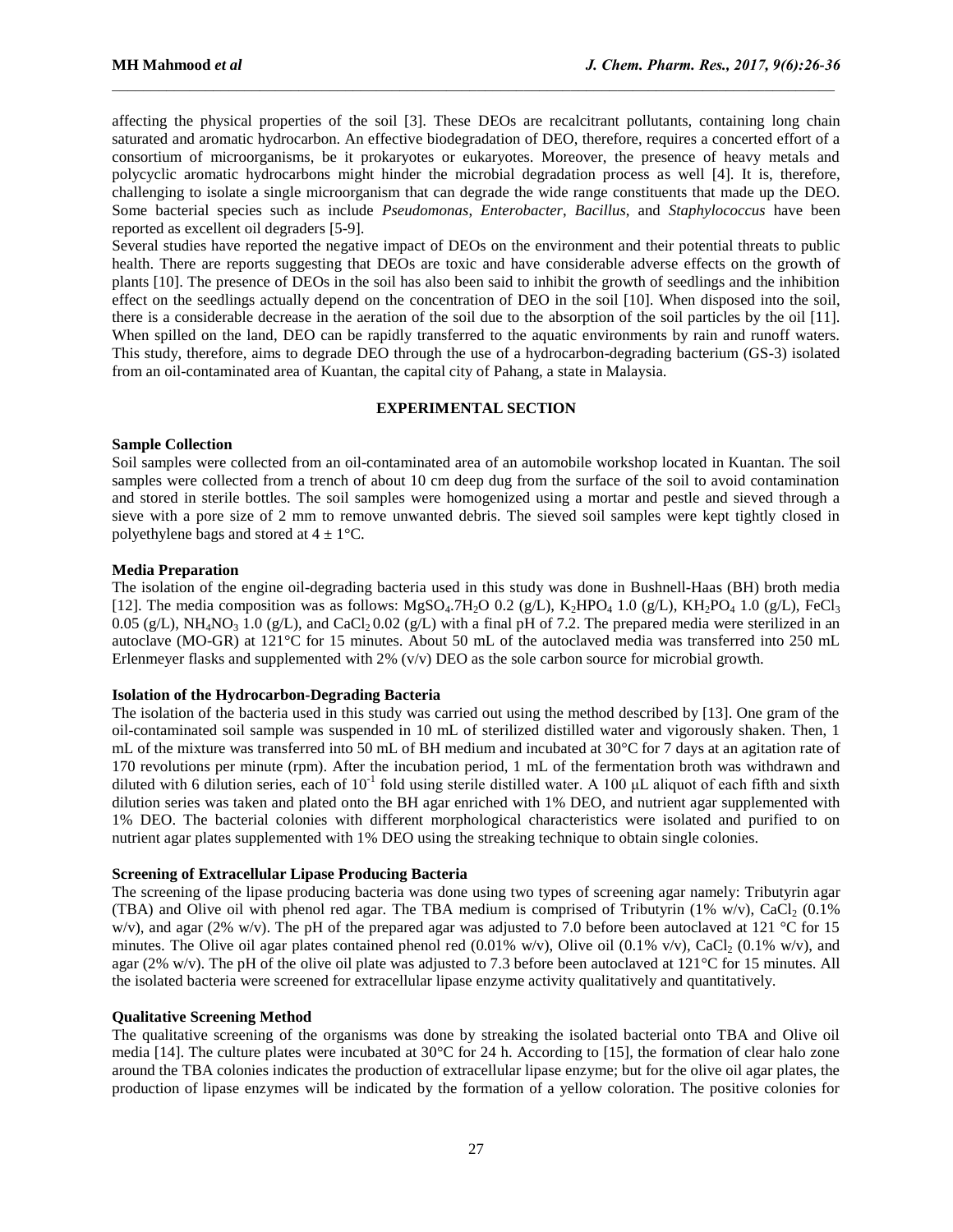affecting the physical properties of the soil [3]. These DEOs are recalcitrant pollutants, containing long chain saturated and aromatic hydrocarbon. An effective biodegradation of DEO, therefore, requires a concerted effort of a consortium of microorganisms, be it prokaryotes or eukaryotes. Moreover, the presence of heavy metals and polycyclic aromatic hydrocarbons might hinder the microbial degradation process as well [4]. It is, therefore, challenging to isolate a single microorganism that can degrade the wide range constituents that made up the DEO. Some bacterial species such as include *Pseudomonas*, *Enterobacter*, *Bacillus*, and *Staphylococcus* have been reported as excellent oil degraders [5-9].

Several studies have reported the negative impact of DEOs on the environment and their potential threats to public health. There are reports suggesting that DEOs are toxic and have considerable adverse effects on the growth of plants [10]. The presence of DEOs in the soil has also been said to inhibit the growth of seedlings and the inhibition effect on the seedlings actually depend on the concentration of DEO in the soil [10]. When disposed into the soil, there is a considerable decrease in the aeration of the soil due to the absorption of the soil particles by the oil [11]. When spilled on the land, DEO can be rapidly transferred to the aquatic environments by rain and runoff waters. This study, therefore, aims to degrade DEO through the use of a hydrocarbon-degrading bacterium (GS-3) isolated from an oil-contaminated area of Kuantan, the capital city of Pahang, a state in Malaysia.

## EXPERIMENTAL SECTION

### Sample Collection

Soil samples were collected from an oil-contaminated area of an automobile workshop located in Kuantan. The soil samples were collected from a trench of about 10 cm deep dug from the surface of the soil to avoid contamination and stored in sterile bottles. The soil samples were homogenized using a mortar and pestle and sieved through a sieve with a pore size of 2 mm to remove unwanted debris. The sieved soil samples were kept tightly closed in polyethylene bags and stored at $4 \pm 1$°C.

### Media Preparation

The isolation of the engine oil-degrading bacteria used in this study was done in Bushnell-Haas (BH) broth media [12]. The media composition was as follows: $MgSO_4.7H_2O$ 0.2 (g/L), $K_2HPO_4$ 1.0 (g/L), $KH_2PO_4$ 1.0 (g/L), $FeCl_3$ 0.05 (g/L), $NH_4NO_3$ 1.0 (g/L), and $CaCl_2$ 0.02 (g/L) with a final pH of 7.2. The prepared media were sterilized in an autoclave (MO-GR) at 121°C for 15 minutes. About 50 mL of the autoclaved media was transferred into 250 mL Erlenmeyer flasks and supplemented with 2% (v/v) DEO as the sole carbon source for microbial growth.

### Isolation of the Hydrocarbon-Degrading Bacteria

The isolation of the bacteria used in this study was carried out using the method described by [13]. One gram of the oil-contaminated soil sample was suspended in 10 mL of sterilized distilled water and vigorously shaken. Then, 1 mL of the mixture was transferred into 50 mL of BH medium and incubated at 30°C for 7 days at an agitation rate of 170 revolutions per minute (rpm). After the incubation period, 1 mL of the fermentation broth was withdrawn and diluted with 6 dilution series, each of $10^{-1}$ fold using sterile distilled water. A 100 μL aliquot of each fifth and sixth dilution series was taken and plated onto the BH agar enriched with 1% DEO, and nutrient agar supplemented with 1% DEO. The bacterial colonies with different morphological characteristics were isolated and purified to on nutrient agar plates supplemented with 1% DEO using the streaking technique to obtain single colonies.

### Screening of Extracellular Lipase Producing Bacteria

The screening of the lipase producing bacteria was done using two types of screening agar namely: Tributyrin agar (TBA) and Olive oil with phenol red agar. The TBA medium is comprised of Tributyrin (1% w/v), $CaCl_2$ (0.1% w/v), and agar (2% w/v). The pH of the prepared agar was adjusted to 7.0 before been autoclaved at 121 °C for 15 minutes. The Olive oil agar plates contained phenol red (0.01% w/v), Olive oil (0.1% v/v), $CaCl_2$ (0.1% w/v), and agar (2% w/v). The pH of the olive oil plate was adjusted to 7.3 before been autoclaved at 121°C for 15 minutes. All the isolated bacteria were screened for extracellular lipase enzyme activity qualitatively and quantitatively.

### Qualitative Screening Method

The qualitative screening of the organisms was done by streaking the isolated bacterial onto TBA and Olive oil media [14]. The culture plates were incubated at 30°C for 24 h. According to [15], the formation of clear halo zone around the TBA colonies indicates the production of extracellular lipase enzyme; but for the olive oil agar plates, the production of lipase enzymes will be indicated by the formation of a yellow coloration. The positive colonies for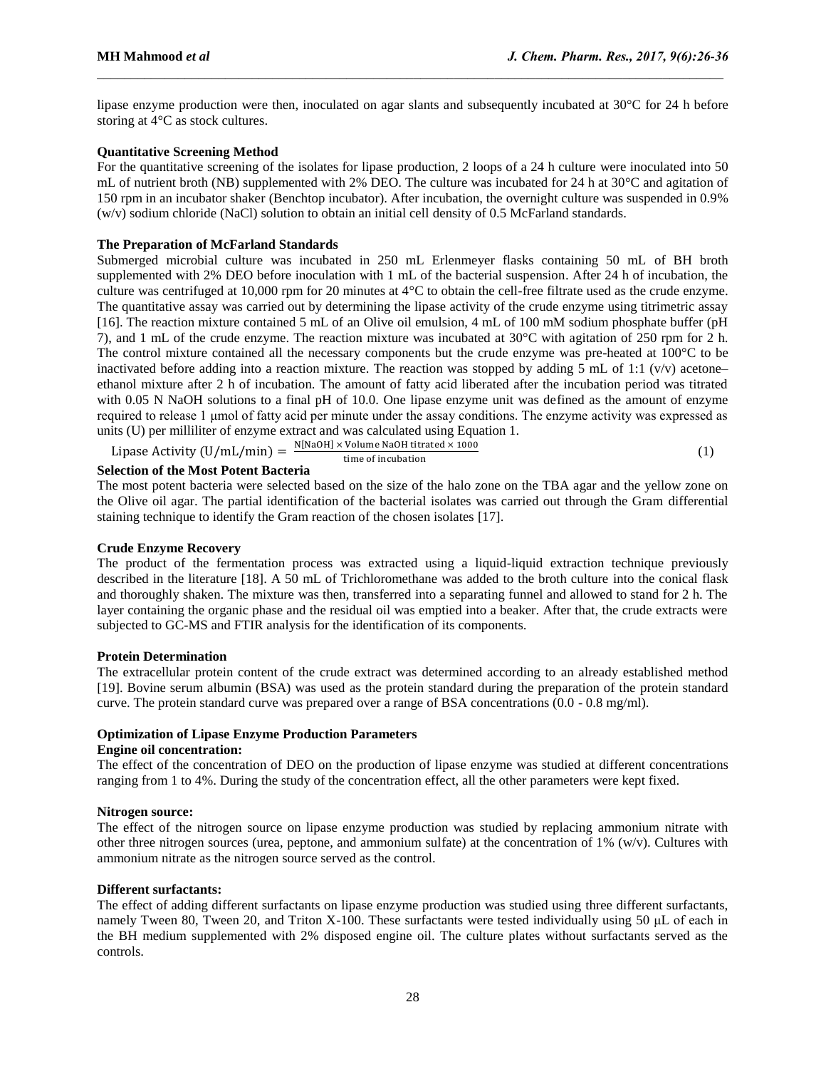lipase enzyme production were then, inoculated on agar slants and subsequently incubated at 30°C for 24 h before storing at 4°C as stock cultures.

**Quantitative Screening Method**

For the quantitative screening of the isolates for lipase production, 2 loops of a 24 h culture were inoculated into 50 mL of nutrient broth (NB) supplemented with 2% DEO. The culture was incubated for 24 h at 30°C and agitation of 150 rpm in an incubator shaker (Benchtop incubator). After incubation, the overnight culture was suspended in 0.9% (w/v) sodium chloride (NaCl) solution to obtain an initial cell density of 0.5 McFarland standards.

**The Preparation of McFarland Standards**

Submerged microbial culture was incubated in 250 mL Erlenmeyer flasks containing 50 mL of BH broth supplemented with 2% DEO before inoculation with 1 mL of the bacterial suspension. After 24 h of incubation, the culture was centrifuged at 10,000 rpm for 20 minutes at 4°C to obtain the cell-free filtrate used as the crude enzyme. The quantitative assay was carried out by determining the lipase activity of the crude enzyme using titrimetric assay [16]. The reaction mixture contained 5 mL of an Olive oil emulsion, 4 mL of 100 mM sodium phosphate buffer (pH 7), and 1 mL of the crude enzyme. The reaction mixture was incubated at 30°C with agitation of 250 rpm for 2 h. The control mixture contained all the necessary components but the crude enzyme was pre-heated at 100°C to be inactivated before adding into a reaction mixture. The reaction was stopped by adding 5 mL of 1:1 (v/v) acetone–ethanol mixture after 2 h of incubation. The amount of fatty acid liberated after the incubation period was titrated with 0.05 N NaOH solutions to a final pH of 10.0. One lipase enzyme unit was defined as the amount of enzyme required to release 1 μmol of fatty acid per minute under the assay conditions. The enzyme activity was expressed as units (U) per milliliter of enzyme extract and was calculated using Equation 1.

$$\text{Lipase Activity (U/mL/min)} = \frac{\text{N[NaOH]} \times \text{Volume NaOH titrated} \times 1000}{\text{time of incubation}} \quad (1)$$

**Selection of the Most Potent Bacteria**

The most potent bacteria were selected based on the size of the halo zone on the TBA agar and the yellow zone on the Olive oil agar. The partial identification of the bacterial isolates was carried out through the Gram differential staining technique to identify the Gram reaction of the chosen isolates [17].

**Crude Enzyme Recovery**

The product of the fermentation process was extracted using a liquid-liquid extraction technique previously described in the literature [18]. A 50 mL of Trichloromethane was added to the broth culture into the conical flask and thoroughly shaken. The mixture was then, transferred into a separating funnel and allowed to stand for 2 h. The layer containing the organic phase and the residual oil was emptied into a beaker. After that, the crude extracts were subjected to GC-MS and FTIR analysis for the identification of its components.

**Protein Determination**

The extracellular protein content of the crude extract was determined according to an already established method [19]. Bovine serum albumin (BSA) was used as the protein standard during the preparation of the protein standard curve. The protein standard curve was prepared over a range of BSA concentrations (0.0 - 0.8 mg/ml).

**Optimization of Lipase Enzyme Production Parameters**

**Engine oil concentration:**

The effect of the concentration of DEO on the production of lipase enzyme was studied at different concentrations ranging from 1 to 4%. During the study of the concentration effect, all the other parameters were kept fixed.

**Nitrogen source:**

The effect of the nitrogen source on lipase enzyme production was studied by replacing ammonium nitrate with other three nitrogen sources (urea, peptone, and ammonium sulfate) at the concentration of 1% (w/v). Cultures with ammonium nitrate as the nitrogen source served as the control.

**Different surfactants:**

The effect of adding different surfactants on lipase enzyme production was studied using three different surfactants, namely Tween 80, Tween 20, and Triton X-100. These surfactants were tested individually using 50 μL of each in the BH medium supplemented with 2% disposed engine oil. The culture plates without surfactants served as the controls.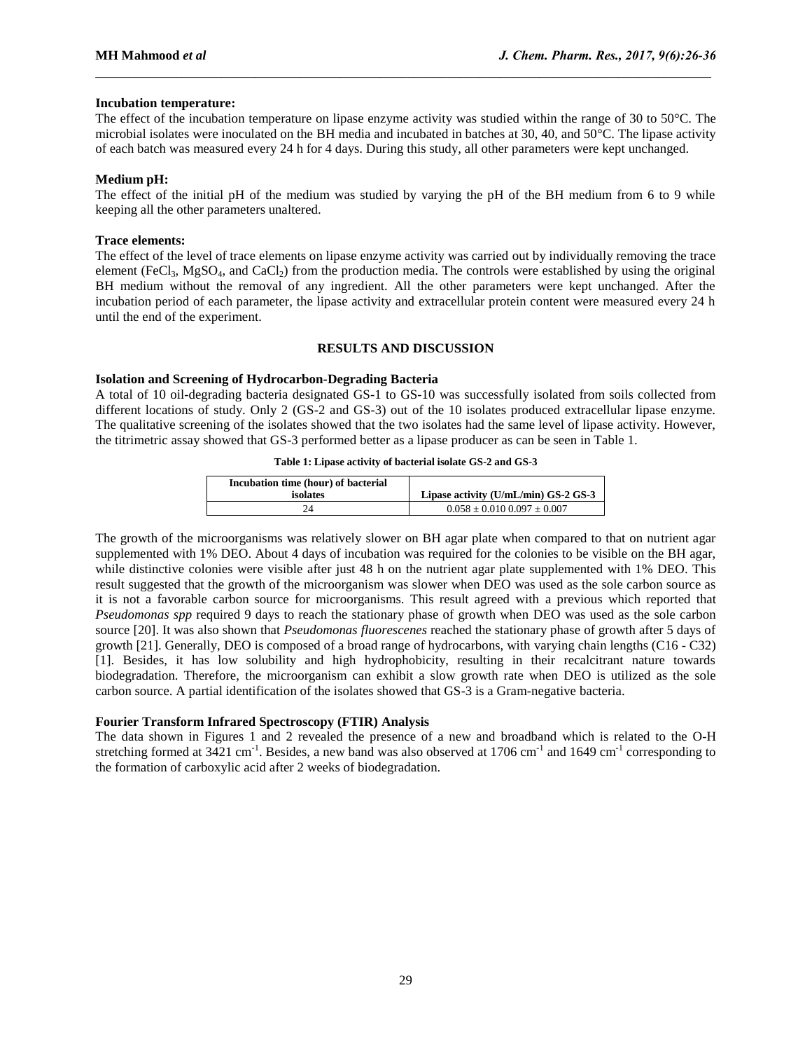### Incubation temperature:

The effect of the incubation temperature on lipase enzyme activity was studied within the range of 30 to 50°C. The microbial isolates were inoculated on the BH media and incubated in batches at 30, 40, and 50°C. The lipase activity of each batch was measured every 24 h for 4 days. During this study, all other parameters were kept unchanged.

### Medium pH:

The effect of the initial pH of the medium was studied by varying the pH of the BH medium from 6 to 9 while keeping all the other parameters unaltered.

### Trace elements:

The effect of the level of trace elements on lipase enzyme activity was carried out by individually removing the trace element ($FeCl_3$, $MgSO_4$, and $CaCl_2$) from the production media. The controls were established by using the original BH medium without the removal of any ingredient. All the other parameters were kept unchanged. After the incubation period of each parameter, the lipase activity and extracellular protein content were measured every 24 h until the end of the experiment.

## RESULTS AND DISCUSSION

### Isolation and Screening of Hydrocarbon-Degrading Bacteria

A total of 10 oil-degrading bacteria designated GS-1 to GS-10 was successfully isolated from soils collected from different locations of study. Only 2 (GS-2 and GS-3) out of the 10 isolates produced extracellular lipase enzyme. The qualitative screening of the isolates showed that the two isolates had the same level of lipase activity. However, the titrimetric assay showed that GS-3 performed better as a lipase producer as can be seen in Table 1.

**Table 1: Lipase activity of bacterial isolate GS-2 and GS-3**

| Incubation time (hour) of bacterial isolates | Lipase activity (U/mL/min) GS-2 GS-3 |
|---|---|
| 24 | 0.058 ± 0.010 0.097 ± 0.007 |

The growth of the microorganisms was relatively slower on BH agar plate when compared to that on nutrient agar supplemented with 1% DEO. About 4 days of incubation was required for the colonies to be visible on the BH agar, while distinctive colonies were visible after just 48 h on the nutrient agar plate supplemented with 1% DEO. This result suggested that the growth of the microorganism was slower when DEO was used as the sole carbon source as it is not a favorable carbon source for microorganisms. This result agreed with a previous which reported that *Pseudomonas spp* required 9 days to reach the stationary phase of growth when DEO was used as the sole carbon source [20]. It was also shown that *Pseudomonas fluorescenes* reached the stationary phase of growth after 5 days of growth [21]. Generally, DEO is composed of a broad range of hydrocarbons, with varying chain lengths (C16 - C32) [1]. Besides, it has low solubility and high hydrophobicity, resulting in their recalcitrant nature towards biodegradation. Therefore, the microorganism can exhibit a slow growth rate when DEO is utilized as the sole carbon source. A partial identification of the isolates showed that GS-3 is a Gram-negative bacteria.

### Fourier Transform Infrared Spectroscopy (FTIR) Analysis

The data shown in Figures 1 and 2 revealed the presence of a new and broadband which is related to the O-H stretching formed at 3421 $cm^{-1}$. Besides, a new band was also observed at 1706 $cm^{-1}$ and 1649 $cm^{-1}$ corresponding to the formation of carboxylic acid after 2 weeks of biodegradation.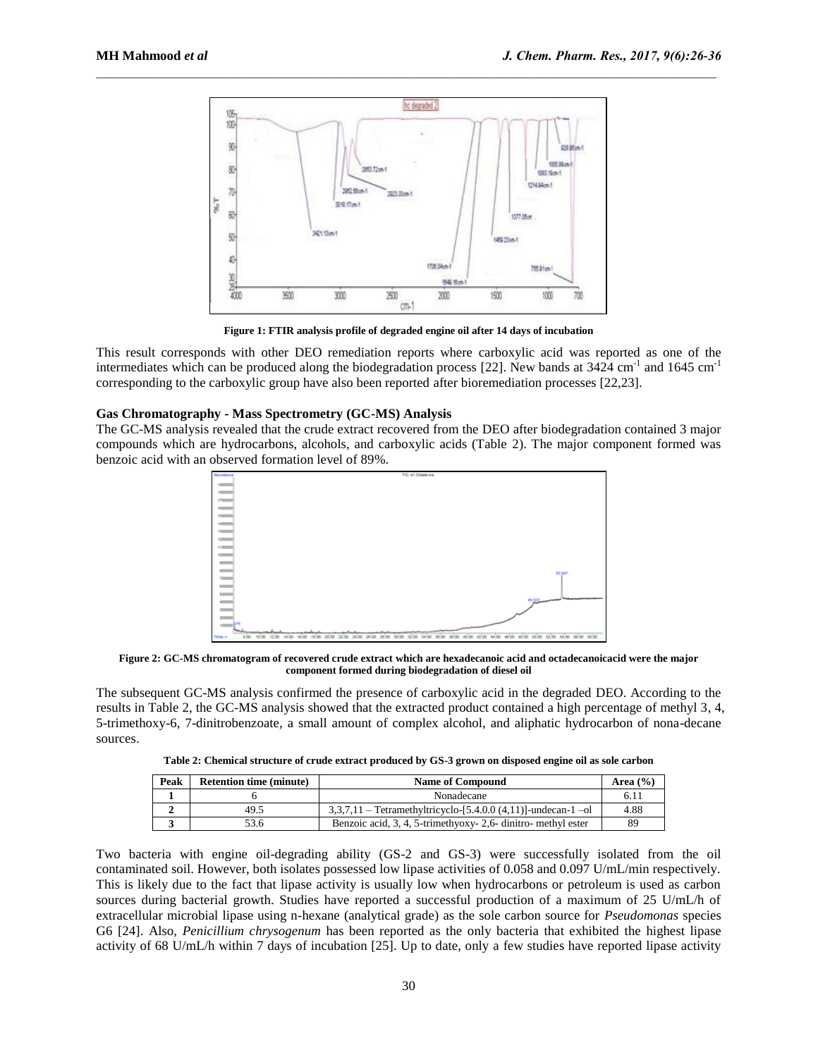Figure 1: FTIR analysis profile of degraded engine oil after 14 days of incubation

This result corresponds with other DEO remediation reports where carboxylic acid was reported as one of the intermediates which can be produced along the biodegradation process [22]. New bands at 3424 $cm^{-1}$ and 1645 $cm^{-1}$ corresponding to the carboxylic group have also been reported after bioremediation processes [22,23].

### Gas Chromatography - Mass Spectrometry (GC-MS) Analysis

The GC-MS analysis revealed that the crude extract recovered from the DEO after biodegradation contained 3 major compounds which are hydrocarbons, alcohols, and carboxylic acids (Table 2). The major component formed was benzoic acid with an observed formation level of 89%.

Figure 2: GC-MS chromatogram of recovered crude extract which are hexadecanoic acid and octadecanoicacid were the major component formed during biodegradation of diesel oil

The subsequent GC-MS analysis confirmed the presence of carboxylic acid in the degraded DEO. According to the results in Table 2, the GC-MS analysis showed that the extracted product contained a high percentage of methyl 3, 4, 5-trimethoxy-6, 7-dinitrobenzoate, a small amount of complex alcohol, and aliphatic hydrocarbon of nona-decane sources.

**Table 2: Chemical structure of crude extract produced by GS-3 grown on disposed engine oil as sole carbon**

| Peak | Retention time (minute) | Name of Compound | Area (%) |
|---|---|---|---|
| **1** | 6 | Nonadecane | 6.11 |
| **2** | 49.5 | 3,3,7,11 – Tetramethyltricyclo-[5.4.0.0 (4,11)]-undecan-1 –ol | 4.88 |
| **3** | 53.6 | Benzoic acid, 3, 4, 5-trimethyoxy- 2,6- dinitro- methyl ester | 89 |

Two bacteria with engine oil-degrading ability (GS-2 and GS-3) were successfully isolated from the oil contaminated soil. However, both isolates possessed low lipase activities of 0.058 and 0.097 U/mL/min respectively. This is likely due to the fact that lipase activity is usually low when hydrocarbons or petroleum is used as carbon sources during bacterial growth. Studies have reported a successful production of a maximum of 25 U/mL/h of extracellular microbial lipase using n-hexane (analytical grade) as the sole carbon source for *Pseudomonas* species G6 [24]. Also, *Penicillium chrysogenum* has been reported as the only bacteria that exhibited the highest lipase activity of 68 U/mL/h within 7 days of incubation [25]. Up to date, only a few studies have reported lipase activity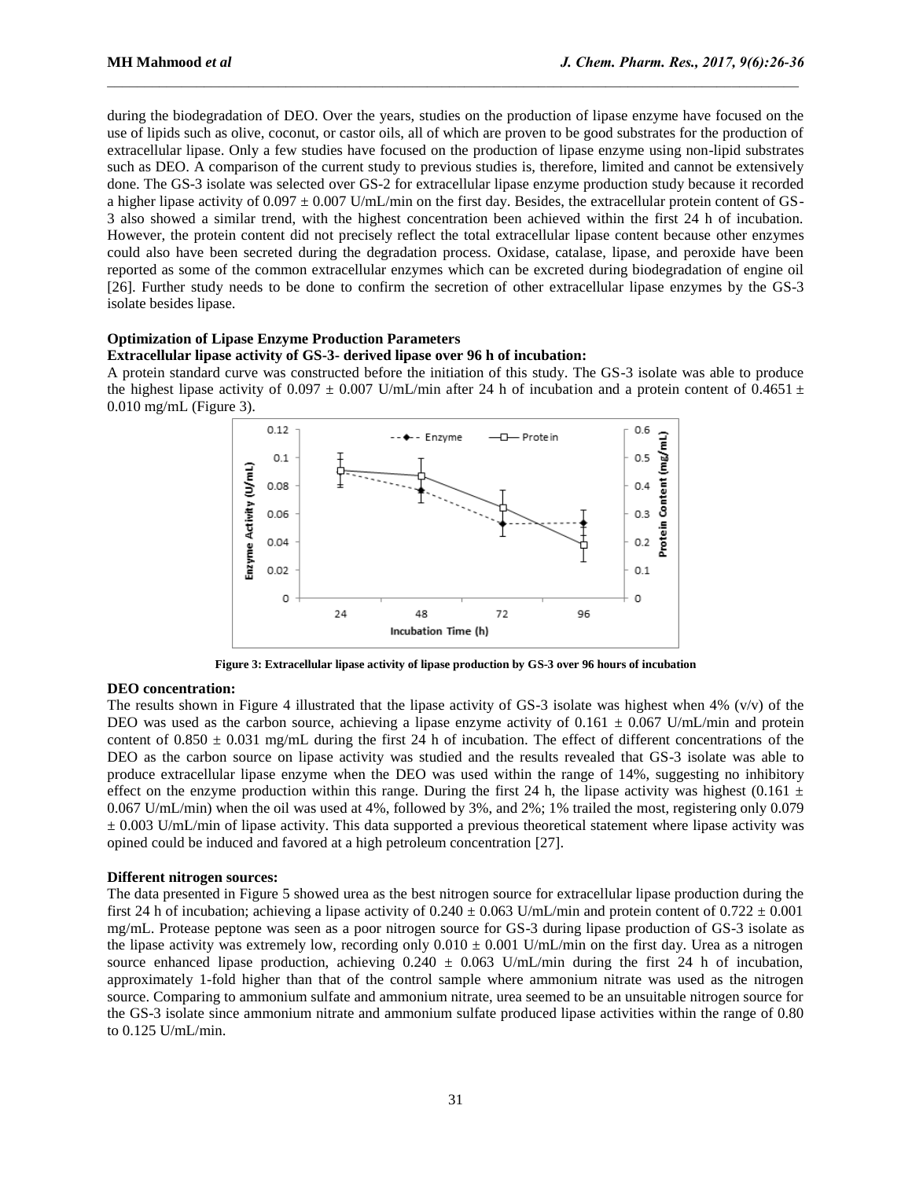during the biodegradation of DEO. Over the years, studies on the production of lipase enzyme have focused on the use of lipids such as olive, coconut, or castor oils, all of which are proven to be good substrates for the production of extracellular lipase. Only a few studies have focused on the production of lipase enzyme using non-lipid substrates such as DEO. A comparison of the current study to previous studies is, therefore, limited and cannot be extensively done. The GS-3 isolate was selected over GS-2 for extracellular lipase enzyme production study because it recorded a higher lipase activity of 0.097 ± 0.007 U/mL/min on the first day. Besides, the extracellular protein content of GS-3 also showed a similar trend, with the highest concentration been achieved within the first 24 h of incubation. However, the protein content did not precisely reflect the total extracellular lipase content because other enzymes could also have been secreted during the degradation process. Oxidase, catalase, lipase, and peroxide have been reported as some of the common extracellular enzymes which can be excreted during biodegradation of engine oil [26]. Further study needs to be done to confirm the secretion of other extracellular lipase enzymes by the GS-3 isolate besides lipase.

**Optimization of Lipase Enzyme Production Parameters**

**Extracellular lipase activity of GS-3- derived lipase over 96 h of incubation:**

A protein standard curve was constructed before the initiation of this study. The GS-3 isolate was able to produce the highest lipase activity of 0.097 ± 0.007 U/mL/min after 24 h of incubation and a protein content of 0.4651 ± 0.010 mg/mL (Figure 3).

**Figure 3: Extracellular lipase activity of lipase production by GS-3 over 96 hours of incubation**

**DEO concentration:**

The results shown in Figure 4 illustrated that the lipase activity of GS-3 isolate was highest when 4% (v/v) of the DEO was used as the carbon source, achieving a lipase enzyme activity of 0.161 ± 0.067 U/mL/min and protein content of 0.850 ± 0.031 mg/mL during the first 24 h of incubation. The effect of different concentrations of the DEO as the carbon source on lipase activity was studied and the results revealed that GS-3 isolate was able to produce extracellular lipase enzyme when the DEO was used within the range of 14%, suggesting no inhibitory effect on the enzyme production within this range. During the first 24 h, the lipase activity was highest (0.161 ± 0.067 U/mL/min) when the oil was used at 4%, followed by 3%, and 2%; 1% trailed the most, registering only 0.079 ± 0.003 U/mL/min of lipase activity. This data supported a previous theoretical statement where lipase activity was opined could be induced and favored at a high petroleum concentration [27].

**Different nitrogen sources:**

The data presented in Figure 5 showed urea as the best nitrogen source for extracellular lipase production during the first 24 h of incubation; achieving a lipase activity of 0.240 ± 0.063 U/mL/min and protein content of 0.722 ± 0.001 mg/mL. Protease peptone was seen as a poor nitrogen source for GS-3 during lipase production of GS-3 isolate as the lipase activity was extremely low, recording only 0.010 ± 0.001 U/mL/min on the first day. Urea as a nitrogen source enhanced lipase production, achieving 0.240 ± 0.063 U/mL/min during the first 24 h of incubation, approximately 1-fold higher than that of the control sample where ammonium nitrate was used as the nitrogen source. Comparing to ammonium sulfate and ammonium nitrate, urea seemed to be an unsuitable nitrogen source for the GS-3 isolate since ammonium nitrate and ammonium sulfate produced lipase activities within the range of 0.80 to 0.125 U/mL/min.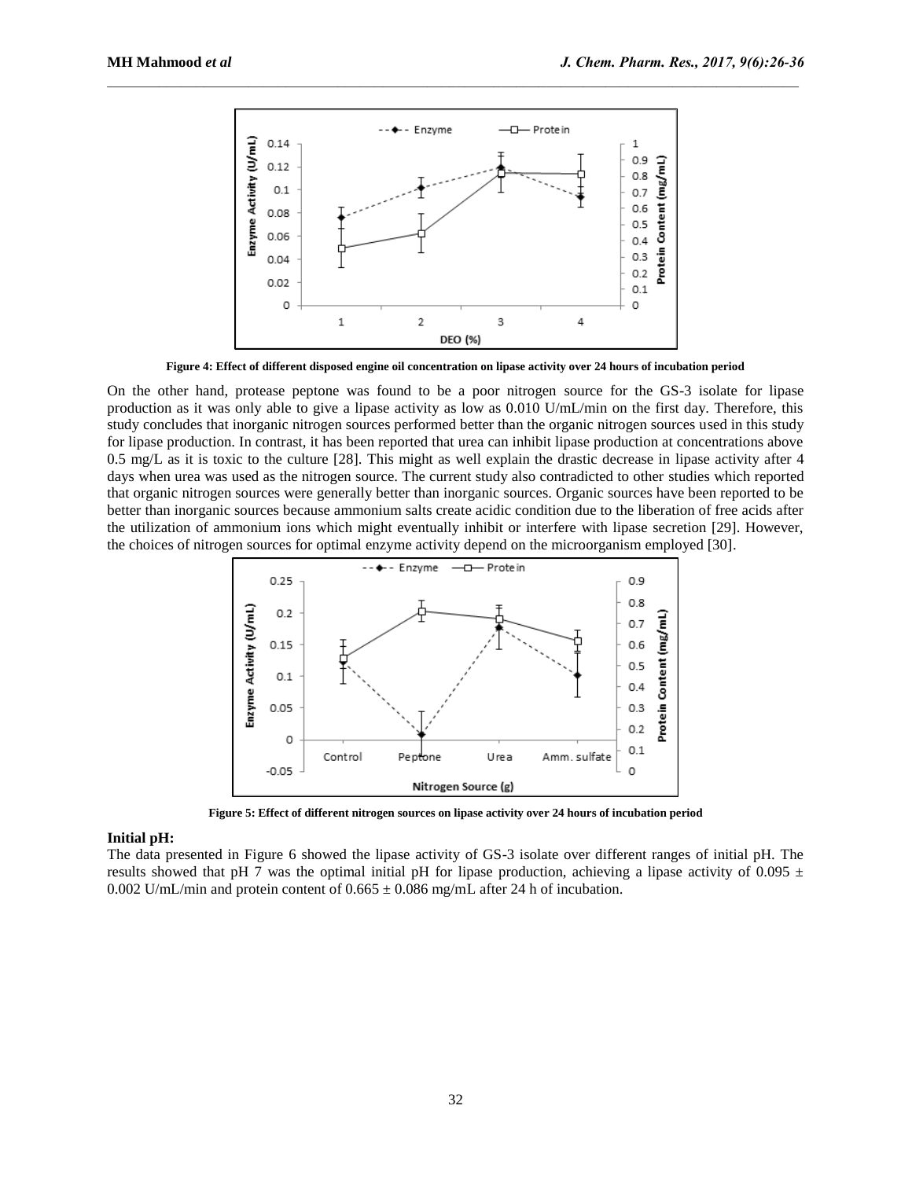Figure 4: Effect of different disposed engine oil concentration on lipase activity over 24 hours of incubation period

On the other hand, protease peptone was found to be a poor nitrogen source for the GS-3 isolate for lipase production as it was only able to give a lipase activity as low as 0.010 U/mL/min on the first day. Therefore, this study concludes that inorganic nitrogen sources performed better than the organic nitrogen sources used in this study for lipase production. In contrast, it has been reported that urea can inhibit lipase production at concentrations above 0.5 mg/L as it is toxic to the culture [28]. This might as well explain the drastic decrease in lipase activity after 4 days when urea was used as the nitrogen source. The current study also contradicted to other studies which reported that organic nitrogen sources were generally better than inorganic sources. Organic sources have been reported to be better than inorganic sources because ammonium salts create acidic condition due to the liberation of free acids after the utilization of ammonium ions which might eventually inhibit or interfere with lipase secretion [29]. However, the choices of nitrogen sources for optimal enzyme activity depend on the microorganism employed [30].

Figure 5: Effect of different nitrogen sources on lipase activity over 24 hours of incubation period

### Initial pH:

The data presented in Figure 6 showed the lipase activity of GS-3 isolate over different ranges of initial pH. The results showed that pH 7 was the optimal initial pH for lipase production, achieving a lipase activity of $0.095 \pm 0.002$ U/mL/min and protein content of $0.665 \pm 0.086$ mg/mL after 24 h of incubation.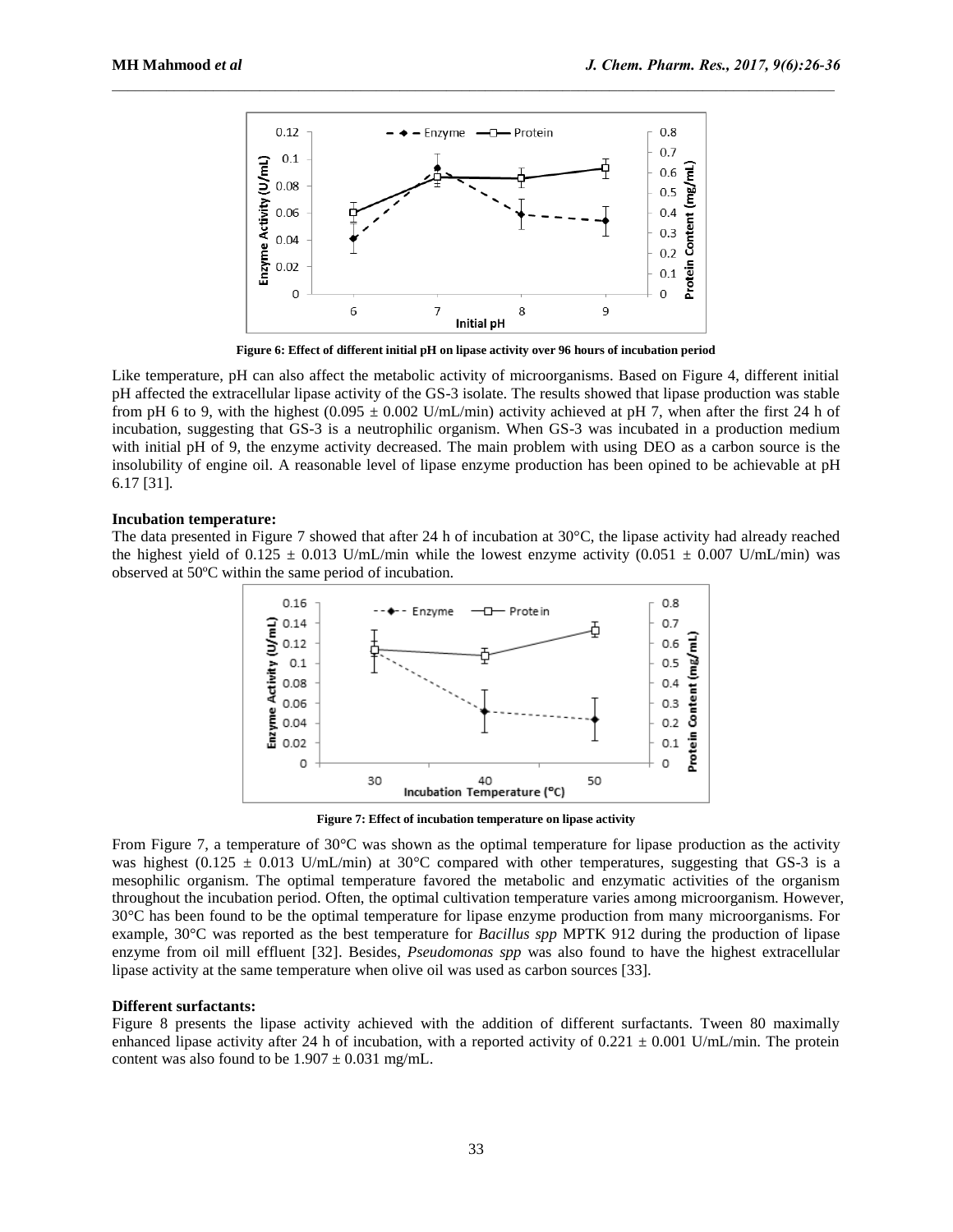Figure 6: Effect of different initial pH on lipase activity over 96 hours of incubation period

Like temperature, pH can also affect the metabolic activity of microorganisms. Based on Figure 4, different initial pH affected the extracellular lipase activity of the GS-3 isolate. The results showed that lipase production was stable from pH 6 to 9, with the highest (0.095 ± 0.002 U/mL/min) activity achieved at pH 7, when after the first 24 h of incubation, suggesting that GS-3 is a neutrophilic organism. When GS-3 was incubated in a production medium with initial pH of 9, the enzyme activity decreased. The main problem with using DEO as a carbon source is the insolubility of engine oil. A reasonable level of lipase enzyme production has been opined to be achievable at pH 6.17 [31].

**Incubation temperature:**

The data presented in Figure 7 showed that after 24 h of incubation at 30°C, the lipase activity had already reached the highest yield of 0.125 ± 0.013 U/mL/min while the lowest enzyme activity (0.051 ± 0.007 U/mL/min) was observed at 50ºC within the same period of incubation.

Figure 7: Effect of incubation temperature on lipase activity

From Figure 7, a temperature of 30°C was shown as the optimal temperature for lipase production as the activity was highest (0.125 ± 0.013 U/mL/min) at 30°C compared with other temperatures, suggesting that GS-3 is a mesophilic organism. The optimal temperature favored the metabolic and enzymatic activities of the organism throughout the incubation period. Often, the optimal cultivation temperature varies among microorganism. However, 30°C has been found to be the optimal temperature for lipase enzyme production from many microorganisms. For example, 30°C was reported as the best temperature for *Bacillus spp* MPTK 912 during the production of lipase enzyme from oil mill effluent [32]. Besides, *Pseudomonas spp* was also found to have the highest extracellular lipase activity at the same temperature when olive oil was used as carbon sources [33].

**Different surfactants:**

Figure 8 presents the lipase activity achieved with the addition of different surfactants. Tween 80 maximally enhanced lipase activity after 24 h of incubation, with a reported activity of 0.221 ± 0.001 U/mL/min. The protein content was also found to be 1.907 ± 0.031 mg/mL.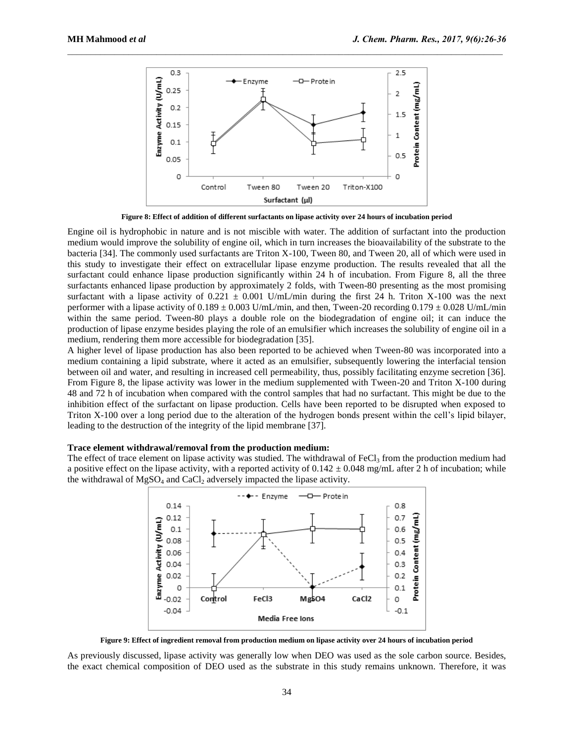Figure 8: Effect of addition of different surfactants on lipase activity over 24 hours of incubation period

Engine oil is hydrophobic in nature and is not miscible with water. The addition of surfactant into the production medium would improve the solubility of engine oil, which in turn increases the bioavailability of the substrate to the bacteria [34]. The commonly used surfactants are Triton X-100, Tween 80, and Tween 20, all of which were used in this study to investigate their effect on extracellular lipase enzyme production. The results revealed that all the surfactant could enhance lipase production significantly within 24 h of incubation. From Figure 8, all the three surfactants enhanced lipase production by approximately 2 folds, with Tween-80 presenting as the most promising surfactant with a lipase activity of $0.221 \pm 0.001$ U/mL/min during the first 24 h. Triton X-100 was the next performer with a lipase activity of $0.189 \pm 0.003$ U/mL/min, and then, Tween-20 recording $0.179 \pm 0.028$ U/mL/min within the same period. Tween-80 plays a double role on the biodegradation of engine oil; it can induce the production of lipase enzyme besides playing the role of an emulsifier which increases the solubility of engine oil in a medium, rendering them more accessible for biodegradation [35].

A higher level of lipase production has also been reported to be achieved when Tween-80 was incorporated into a medium containing a lipid substrate, where it acted as an emulsifier, subsequently lowering the interfacial tension between oil and water, and resulting in increased cell permeability, thus, possibly facilitating enzyme secretion [36]. From Figure 8, the lipase activity was lower in the medium supplemented with Tween-20 and Triton X-100 during 48 and 72 h of incubation when compared with the control samples that had no surfactant. This might be due to the inhibition effect of the surfactant on lipase production. Cells have been reported to be disrupted when exposed to Triton X-100 over a long period due to the alteration of the hydrogen bonds present within the cell's lipid bilayer, leading to the destruction of the integrity of the lipid membrane [37].

**Trace element withdrawal/removal from the production medium:**

The effect of trace element on lipase activity was studied. The withdrawal of $FeCl_3$ from the production medium had a positive effect on the lipase activity, with a reported activity of $0.142 \pm 0.048$ mg/mL after 2 h of incubation; while the withdrawal of $MgSO_4$ and $CaCl_2$ adversely impacted the lipase activity.

Figure 9: Effect of ingredient removal from production medium on lipase activity over 24 hours of incubation period

As previously discussed, lipase activity was generally low when DEO was used as the sole carbon source. Besides, the exact chemical composition of DEO used as the substrate in this study remains unknown. Therefore, it was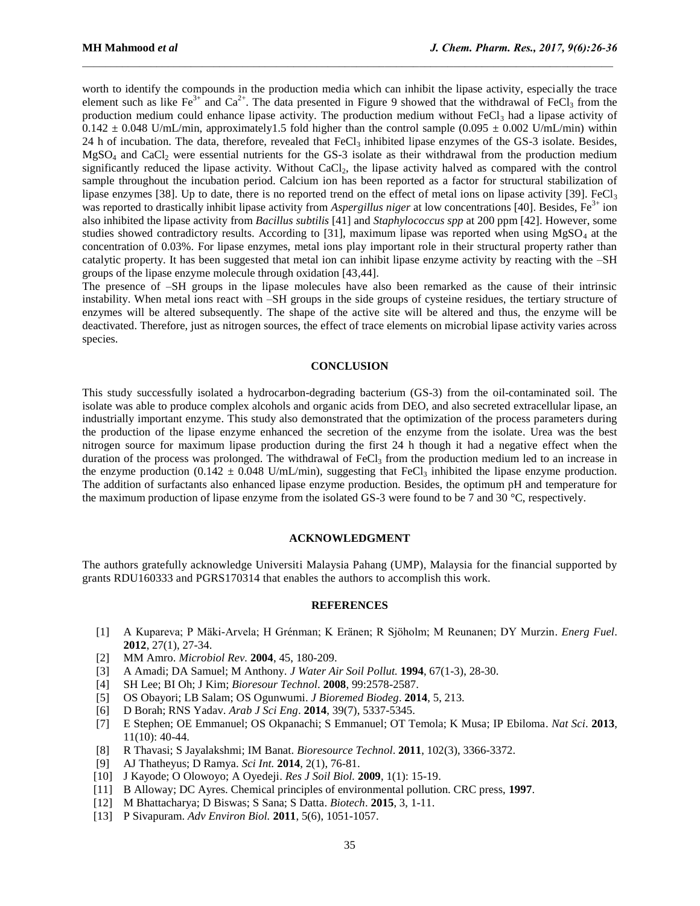worth to identify the compounds in the production media which can inhibit the lipase activity, especially the trace element such as like $Fe^{3+}$ and $Ca^{2+}$. The data presented in Figure 9 showed that the withdrawal of $FeCl_3$ from the production medium could enhance lipase activity. The production medium without $FeCl_3$ had a lipase activity of $0.142 \pm 0.048$ U/mL/min, approximately1.5 fold higher than the control sample ($0.095 \pm 0.002$ U/mL/min) within 24 h of incubation. The data, therefore, revealed that $FeCl_3$ inhibited lipase enzymes of the GS-3 isolate. Besides, $MgSO_4$ and $CaCl_2$ were essential nutrients for the GS-3 isolate as their withdrawal from the production medium significantly reduced the lipase activity. Without $CaCl_2$, the lipase activity halved as compared with the control sample throughout the incubation period. Calcium ion has been reported as a factor for structural stabilization of lipase enzymes [38]. Up to date, there is no reported trend on the effect of metal ions on lipase activity [39]. $FeCl_3$ was reported to drastically inhibit lipase activity from *Aspergillus niger* at low concentrations [40]. Besides, $Fe^{3+}$ ion also inhibited the lipase activity from *Bacillus subtilis* [41] and *Staphylococcus spp* at 200 ppm [42]. However, some studies showed contradictory results. According to [31], maximum lipase was reported when using $MgSO_4$ at the concentration of 0.03%. For lipase enzymes, metal ions play important role in their structural property rather than catalytic property. It has been suggested that metal ion can inhibit lipase enzyme activity by reacting with the –SH groups of the lipase enzyme molecule through oxidation [43,44].

The presence of –SH groups in the lipase molecules have also been remarked as the cause of their intrinsic instability. When metal ions react with –SH groups in the side groups of cysteine residues, the tertiary structure of enzymes will be altered subsequently. The shape of the active site will be altered and thus, the enzyme will be deactivated. Therefore, just as nitrogen sources, the effect of trace elements on microbial lipase activity varies across species.

## CONCLUSION

This study successfully isolated a hydrocarbon-degrading bacterium (GS-3) from the oil-contaminated soil. The isolate was able to produce complex alcohols and organic acids from DEO, and also secreted extracellular lipase, an industrially important enzyme. This study also demonstrated that the optimization of the process parameters during the production of the lipase enzyme enhanced the secretion of the enzyme from the isolate. Urea was the best nitrogen source for maximum lipase production during the first 24 h though it had a negative effect when the duration of the process was prolonged. The withdrawal of $FeCl_3$ from the production medium led to an increase in the enzyme production ($0.142 \pm 0.048$ U/mL/min), suggesting that $FeCl_3$ inhibited the lipase enzyme production. The addition of surfactants also enhanced lipase enzyme production. Besides, the optimum pH and temperature for the maximum production of lipase enzyme from the isolated GS-3 were found to be 7 and 30 °C, respectively.

## ACKNOWLEDGMENT

The authors gratefully acknowledge Universiti Malaysia Pahang (UMP), Malaysia for the financial supported by grants RDU160333 and PGRS170314 that enables the authors to accomplish this work.

## REFERENCES

[1] A Kupareva; P Mäki-Arvela; H Grénman; K Eränen; R Sjöholm; M Reunanen; DY Murzin. *Energ Fuel*. **2012**, 27(1), 27-34.
[2] MM Amro. *Microbiol Rev.* **2004**, 45, 180-209.
[3] A Amadi; DA Samuel; M Anthony. *J Water Air Soil Pollut.* **1994**, 67(1-3), 28-30.
[4] SH Lee; BI Oh; J Kim; *Bioresour Technol*. **2008**, 99:2578-2587.
[5] OS Obayori; LB Salam; OS Ogunwumi. *J Bioremed Biodeg*. **2014**, 5, 213.
[6] D Borah; RNS Yadav. *Arab J Sci Eng*. **2014**, 39(7), 5337-5345.
[7] E Stephen; OE Emmanuel; OS Okpanachi; S Emmanuel; OT Temola; K Musa; IP Ebiloma. *Nat Sci.* **2013**, 11(10): 40-44.
[8] R Thavasi; S Jayalakshmi; IM Banat. *Bioresource Technol*. **2011**, 102(3), 3366-3372.
[9] AJ Thatheyus; D Ramya. *Sci Int.* **2014**, 2(1), 76-81.
[10] J Kayode; O Olowoyo; A Oyedeji. *Res J Soil Biol.* **2009**, 1(1): 15-19.
[11] B Alloway; DC Ayres. Chemical principles of environmental pollution. CRC press, **1997**.
[12] M Bhattacharya; D Biswas; S Sana; S Datta. *Biotech*. **2015**, 3, 1-11.
[13] P Sivapuram. *Adv Environ Biol.* **2011**, 5(6), 1051-1057.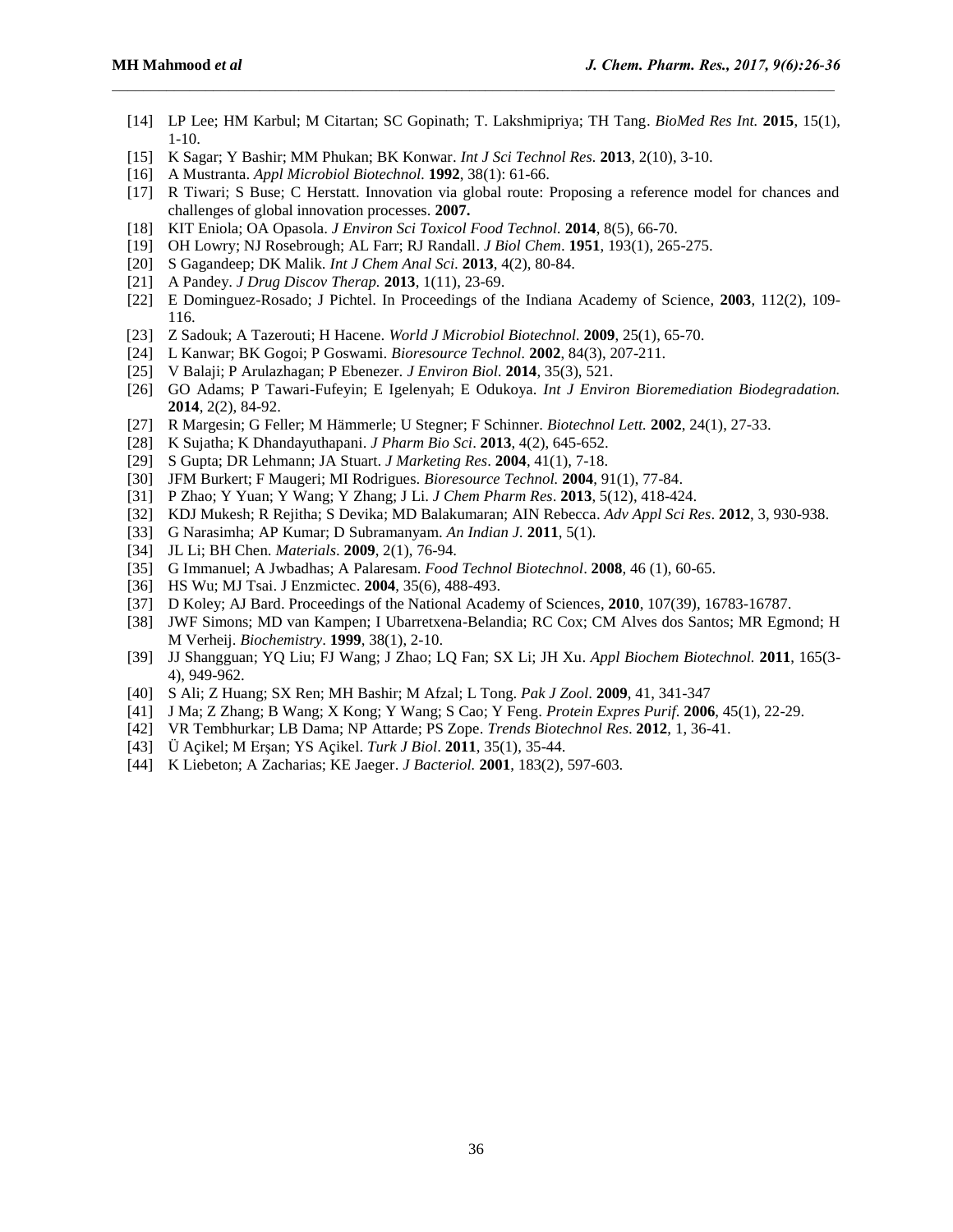[14] LP Lee; HM Karbul; M Citartan; SC Gopinath; T. Lakshmipriya; TH Tang. *BioMed Res Int.* **2015**, 15(1), 1-10.

[15] K Sagar; Y Bashir; MM Phukan; BK Konwar. *Int J Sci Technol Res.* **2013**, 2(10), 3-10.

[16] A Mustranta. *Appl Microbiol Biotechnol.* **1992**, 38(1): 61-66.

[17] R Tiwari; S Buse; C Herstatt. Innovation via global route: Proposing a reference model for chances and challenges of global innovation processes. **2007.**

[18] KIT Eniola; OA Opasola. *J Environ Sci Toxicol Food Technol.* **2014**, 8(5), 66-70.

[19] OH Lowry; NJ Rosebrough; AL Farr; RJ Randall. *J Biol Chem*. **1951**, 193(1), 265-275.

[20] S Gagandeep; DK Malik. *Int J Chem Anal Sci.* **2013**, 4(2), 80-84.

[21] A Pandey. *J Drug Discov Therap.* **2013**, 1(11), 23-69.

[22] E Dominguez-Rosado; J Pichtel. In Proceedings of the Indiana Academy of Science, **2003**, 112(2), 109-116.

[23] Z Sadouk; A Tazerouti; H Hacene. *World J Microbiol Biotechnol.* **2009**, 25(1), 65-70.

[24] L Kanwar; BK Gogoi; P Goswami. *Bioresource Technol.* **2002**, 84(3), 207-211.

[25] V Balaji; P Arulazhagan; P Ebenezer. *J Environ Biol.* **2014**, 35(3), 521.

[26] GO Adams; P Tawari-Fufeyin; E Igelenyah; E Odukoya. *Int J Environ Bioremediation Biodegradation.* **2014**, 2(2), 84-92.

[27] R Margesin; G Feller; M Hämmerle; U Stegner; F Schinner. *Biotechnol Lett.* **2002**, 24(1), 27-33.

[28] K Sujatha; K Dhandayuthapani. *J Pharm Bio Sci*. **2013**, 4(2), 645-652.

[29] S Gupta; DR Lehmann; JA Stuart. *J Marketing Res*. **2004**, 41(1), 7-18.

[30] JFM Burkert; F Maugeri; MI Rodrigues. *Bioresource Technol.* **2004**, 91(1), 77-84.

[31] P Zhao; Y Yuan; Y Wang; Y Zhang; J Li. *J Chem Pharm Res*. **2013**, 5(12), 418-424.

[32] KDJ Mukesh; R Rejitha; S Devika; MD Balakumaran; AIN Rebecca. *Adv Appl Sci Res*. **2012**, 3, 930-938.

[33] G Narasimha; AP Kumar; D Subramanyam. *An Indian J.* **2011**, 5(1).

[34] JL Li; BH Chen. *Materials*. **2009**, 2(1), 76-94.

[35] G Immanuel; A Jwbadhas; A Palaresam. *Food Technol Biotechnol*. **2008**, 46 (1), 60-65.

[36] HS Wu; MJ Tsai. J Enzmictec. **2004**, 35(6), 488-493.

[37] D Koley; AJ Bard. Proceedings of the National Academy of Sciences, **2010**, 107(39), 16783-16787.

[38] JWF Simons; MD van Kampen; I Ubarretxena-Belandia; RC Cox; CM Alves dos Santos; MR Egmond; H M Verheij. *Biochemistry*. **1999**, 38(1), 2-10.

[39] JJ Shangguan; YQ Liu; FJ Wang; J Zhao; LQ Fan; SX Li; JH Xu. *Appl Biochem Biotechnol.* **2011**, 165(3-4), 949-962.

[40] S Ali; Z Huang; SX Ren; MH Bashir; M Afzal; L Tong. *Pak J Zool*. **2009**, 41, 341-347

[41] J Ma; Z Zhang; B Wang; X Kong; Y Wang; S Cao; Y Feng. *Protein Expres Purif*. **2006**, 45(1), 22-29.

[42] VR Tembhurkar; LB Dama; NP Attarde; PS Zope. *Trends Biotechnol Res*. **2012**, 1, 36-41.

[43] Ü Açikel; M Erşan; YS Açikel. *Turk J Biol*. **2011**, 35(1), 35-44.

[44] K Liebeton; A Zacharias; KE Jaeger. *J Bacteriol.* **2001**, 183(2), 597-603.